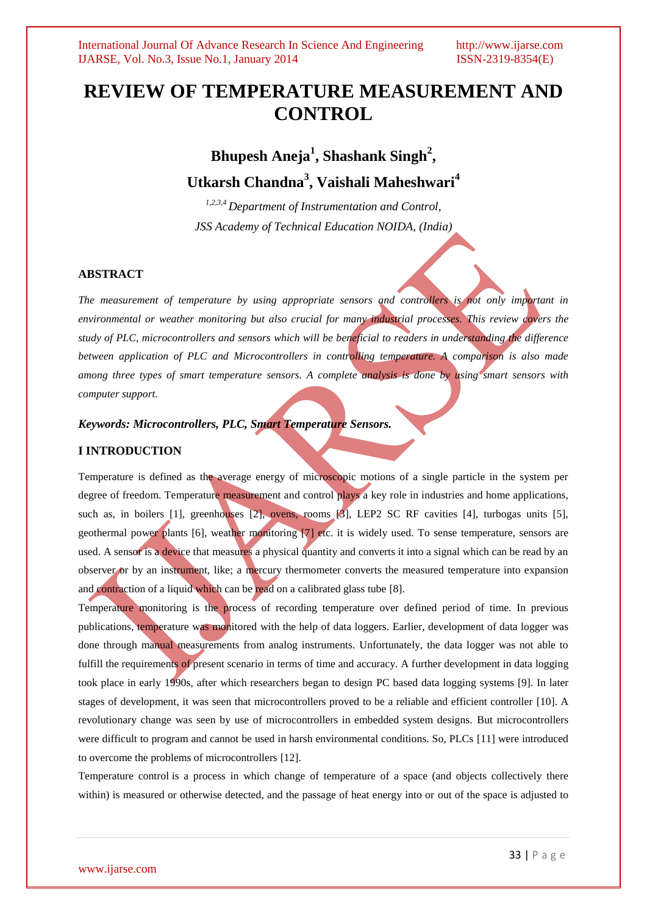# REVIEW OF TEMPERATURE MEASUREMENT AND CONTROL

**Bhupesh Aneja[1], Shashank Singh[2], Utkarsh Chandna[3], Vaishali Maheshwari[4]**

*[1,2,3,4] Department of Instrumentation and Control, JSS Academy of Technical Education NOIDA, (India)*

## ABSTRACT

*The measurement of temperature by using appropriate sensors and controllers is not only important in environmental or weather monitoring but also crucial for many industrial processes. This review covers the study of PLC, microcontrollers and sensors which will be beneficial to readers in understanding the difference between application of PLC and Microcontrollers in controlling temperature. A comparison is also made among three types of smart temperature sensors. A complete analysis is done by using smart sensors with computer support.*

***Keywords: Microcontrollers, PLC, Smart Temperature Sensors.***

## I INTRODUCTION

Temperature is defined as the average energy of microscopic motions of a single particle in the system per degree of freedom. Temperature measurement and control plays a key role in industries and home applications, such as, in boilers [1], greenhouses [2], ovens, rooms [3], LEP2 SC RF cavities [4], turbogas units [5], geothermal power plants [6], weather monitoring [7] etc. it is widely used. To sense temperature, sensors are used. A sensor is a device that measures a physical quantity and converts it into a signal which can be read by an observer or by an instrument, like; a mercury thermometer converts the measured temperature into expansion and contraction of a liquid which can be read on a calibrated glass tube [8].

Temperature monitoring is the process of recording temperature over defined period of time. In previous publications, temperature was monitored with the help of data loggers. Earlier, development of data logger was done through manual measurements from analog instruments. Unfortunately, the data logger was not able to fulfill the requirements of present scenario in terms of time and accuracy. A further development in data logging took place in early 1990s, after which researchers began to design PC based data logging systems [9]. In later stages of development, it was seen that microcontrollers proved to be a reliable and efficient controller [10]. A revolutionary change was seen by use of microcontrollers in embedded system designs. But microcontrollers were difficult to program and cannot be used in harsh environmental conditions. So, PLCs [11] were introduced to overcome the problems of microcontrollers [12].

Temperature control is a process in which change of temperature of a space (and objects collectively there within) is measured or otherwise detected, and the passage of heat energy into or out of the space is adjusted to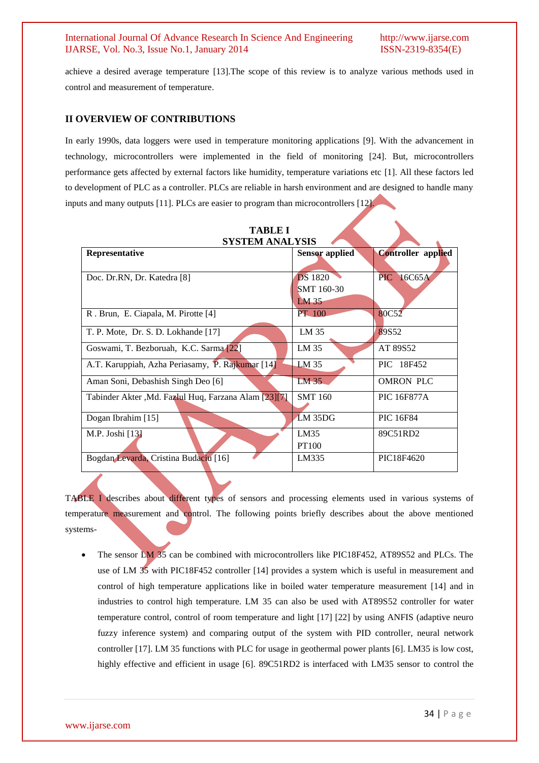achieve a desired average temperature [13].The scope of this review is to analyze various methods used in control and measurement of temperature.

## II OVERVIEW OF CONTRIBUTIONS

In early 1990s, data loggers were used in temperature monitoring applications [9]. With the advancement in technology, microcontrollers were implemented in the field of monitoring [24]. But, microcontrollers performance gets affected by external factors like humidity, temperature variations etc [1]. All these factors led to development of PLC as a controller. PLCs are reliable in harsh environment and are designed to handle many inputs and many outputs [11]. PLCs are easier to program than microcontrollers [12].

**TABLE I**
**SYSTEM ANALYSIS**

| Representative | Sensor applied | Controller applied |
|---|---|---|
| Doc. Dr.RN, Dr. Katedra [8] | DS 1820 SMT 160-30 LM 35 | PIC 16C65A |
| R . Brun, E. Ciapala, M. Pirotte [4] | PT 100 | 80C52 |
| T. P. Mote, Dr. S. D. Lokhande [17] | LM 35 | 89S52 |
| Goswami, T. Bezboruah, K.C. Sarma [22] | LM 35 | AT 89S52 |
| A.T. Karuppiah, Azha Periasamy, P. Rajkumar [14] | LM 35 | PIC 18F452 |
| Aman Soni, Debashish Singh Deo [6] | LM 35 | OMRON PLC |
| Tabinder Akter ,Md. Fazlul Huq, Farzana Alam [23][7] | SMT 160 | PIC 16F877A |
| Dogan Ibrahim [15] | LM 35DG | PIC 16F84 |
| M.P. Joshi [13] | LM35 PT100 | 89C51RD2 |
| Bogdan Levarda, Cristina Budaciu [16] | LM335 | PIC18F4620 |

TABLE I describes about different types of sensors and processing elements used in various systems of temperature measurement and control. The following points briefly describes about the above mentioned systems-

- The sensor LM 35 can be combined with microcontrollers like PIC18F452, AT89S52 and PLCs. The use of LM 35 with PIC18F452 controller [14] provides a system which is useful in measurement and control of high temperature applications like in boiled water temperature measurement [14] and in industries to control high temperature. LM 35 can also be used with AT89S52 controller for water temperature control, control of room temperature and light [17] [22] by using ANFIS (adaptive neuro fuzzy inference system) and comparing output of the system with PID controller, neural network controller [17]. LM 35 functions with PLC for usage in geothermal power plants [6]. LM35 is low cost, highly effective and efficient in usage [6]. 89C51RD2 is interfaced with LM35 sensor to control the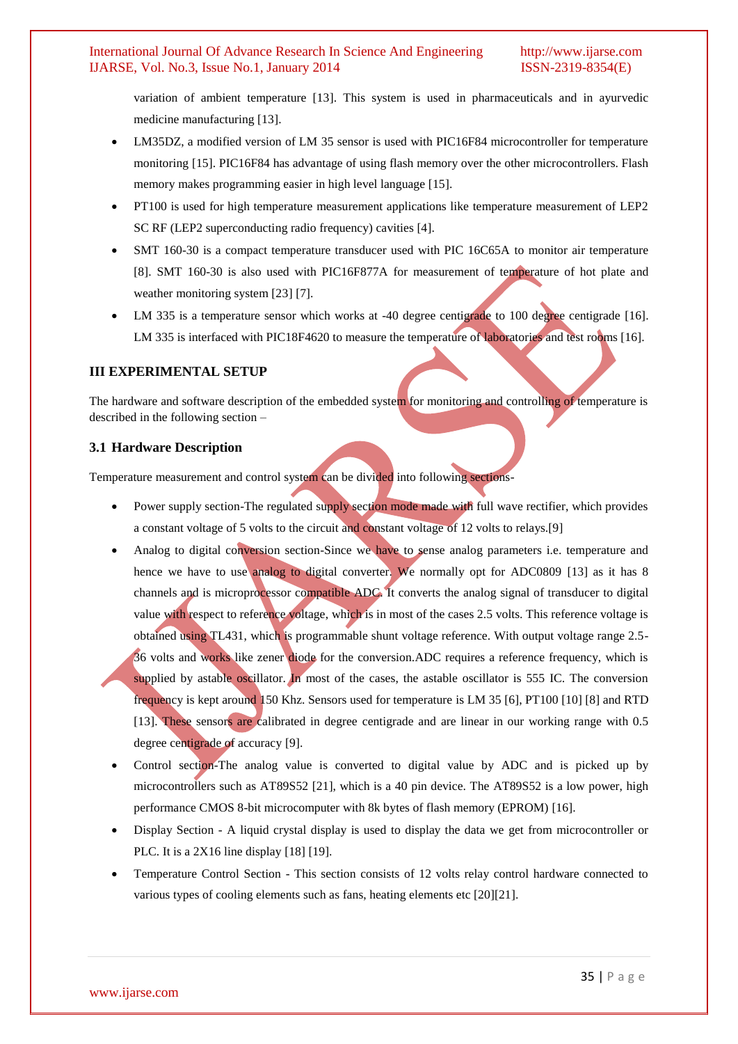variation of ambient temperature [13]. This system is used in pharmaceuticals and in ayurvedic medicine manufacturing [13].

- LM35DZ, a modified version of LM 35 sensor is used with PIC16F84 microcontroller for temperature monitoring [15]. PIC16F84 has advantage of using flash memory over the other microcontrollers. Flash memory makes programming easier in high level language [15].
- PT100 is used for high temperature measurement applications like temperature measurement of LEP2 SC RF (LEP2 superconducting radio frequency) cavities [4].
- SMT 160-30 is a compact temperature transducer used with PIC 16C65A to monitor air temperature [8]. SMT 160-30 is also used with PIC16F877A for measurement of temperature of hot plate and weather monitoring system [23] [7].
- LM 335 is a temperature sensor which works at -40 degree centigrade to 100 degree centigrade [16]. LM 335 is interfaced with PIC18F4620 to measure the temperature of laboratories and test rooms [16].

## III EXPERIMENTAL SETUP

The hardware and software description of the embedded system for monitoring and controlling of temperature is described in the following section –

### 3.1 Hardware Description

Temperature measurement and control system can be divided into following sections-

- Power supply section-The regulated supply section mode made with full wave rectifier, which provides a constant voltage of 5 volts to the circuit and constant voltage of 12 volts to relays.[9]
- Analog to digital conversion section-Since we have to sense analog parameters i.e. temperature and hence we have to use analog to digital converter. We normally opt for ADC0809 [13] as it has 8 channels and is microprocessor compatible ADC. It converts the analog signal of transducer to digital value with respect to reference voltage, which is in most of the cases 2.5 volts. This reference voltage is obtained using TL431, which is programmable shunt voltage reference. With output voltage range 2.5-36 volts and works like zener diode for the conversion.ADC requires a reference frequency, which is supplied by astable oscillator. In most of the cases, the astable oscillator is 555 IC. The conversion frequency is kept around 150 Khz. Sensors used for temperature is LM 35 [6], PT100 [10] [8] and RTD [13]. These sensors are calibrated in degree centigrade and are linear in our working range with 0.5 degree centigrade of accuracy [9].
- Control section-The analog value is converted to digital value by ADC and is picked up by microcontrollers such as AT89S52 [21], which is a 40 pin device. The AT89S52 is a low power, high performance CMOS 8-bit microcomputer with 8k bytes of flash memory (EPROM) [16].
- Display Section - A liquid crystal display is used to display the data we get from microcontroller or PLC. It is a 2X16 line display [18] [19].
- Temperature Control Section - This section consists of 12 volts relay control hardware connected to various types of cooling elements such as fans, heating elements etc [20][21].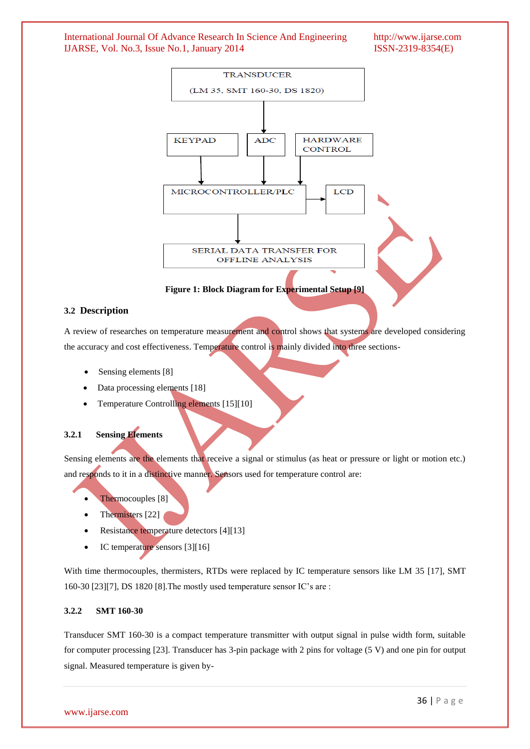TRANSDUCER

(LM 35, SMT 160-30, DS 1820)

KEYPAD

ADC

HARDWARE CONTROL

MICROCONTROLLER/PLC

LCD

SERIAL DATA TRANSFER FOR OFFLINE ANALYSIS

**Figure 1: Block Diagram for Experimental Setup [9]**

### 3.2 Description

A review of researches on temperature measurement and control shows that systems are developed considering the accuracy and cost effectiveness. Temperature control is mainly divided into three sections-

- Sensing elements [8]
- Data processing elements [18]
- Temperature Controlling elements [15][10]

#### 3.2.1 Sensing Elements

Sensing elements are the elements that receive a signal or stimulus (as heat or pressure or light or motion etc.) and responds to it in a distinctive manner. Sensors used for temperature control are:

- Thermocouples [8]
- Thermisters [22]
- Resistance temperature detectors [4][13]
- IC temperature sensors [3][16]

With time thermocouples, thermisters, RTDs were replaced by IC temperature sensors like LM 35 [17], SMT 160-30 [23][7], DS 1820 [8].The mostly used temperature sensor IC's are :

#### 3.2.2 SMT 160-30

Transducer SMT 160-30 is a compact temperature transmitter with output signal in pulse width form, suitable for computer processing [23]. Transducer has 3-pin package with 2 pins for voltage (5 V) and one pin for output signal. Measured temperature is given by-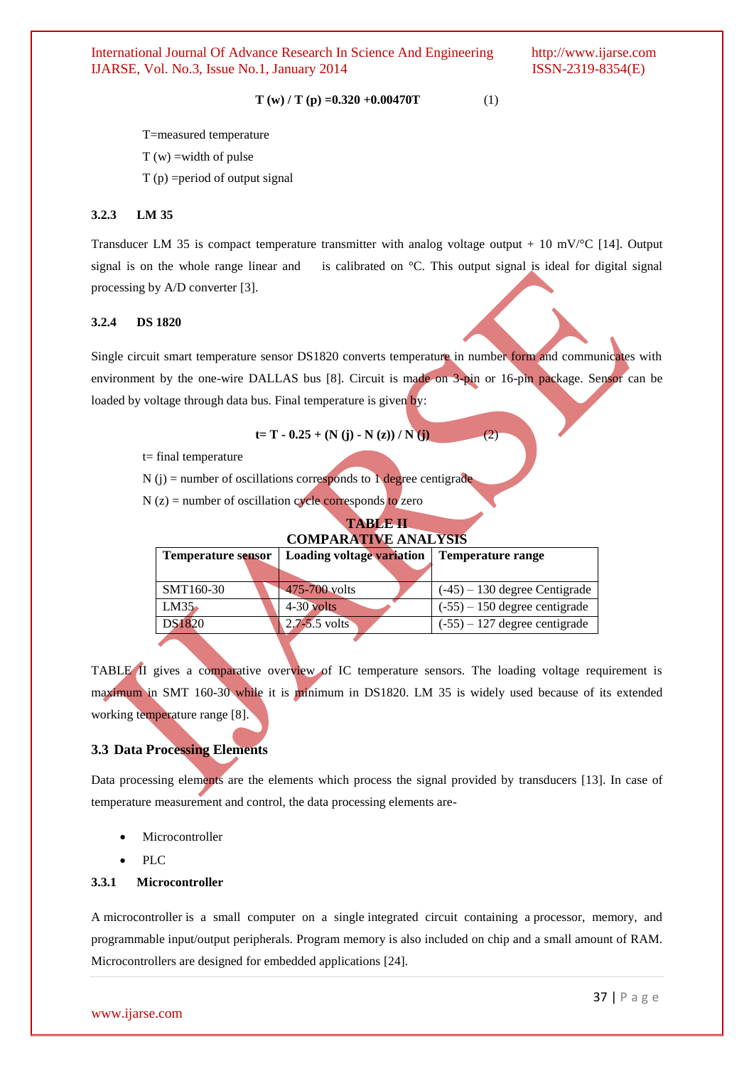$$T(w) / T(p) = 0.320 + 0.00470T \quad (1)$$

T=measured temperature

T (w) =width of pulse

T (p) =period of output signal

### 3.2.3 LM 35

Transducer LM 35 is compact temperature transmitter with analog voltage output + 10 mV/°C [14]. Output signal is on the whole range linear and is calibrated on °C. This output signal is ideal for digital signal processing by A/D converter [3].

### 3.2.4 DS 1820

Single circuit smart temperature sensor DS1820 converts temperature in number form and communicates with environment by the one-wire DALLAS bus [8]. Circuit is made on 3-pin or 16-pin package. Sensor can be loaded by voltage through data bus. Final temperature is given by:

$$t = T - 0.25 + (N(j) - N(z)) / N(j) \quad (2)$$

t= final temperature

N (j) = number of oscillations corresponds to 1 degree centigrade

N (z) = number of oscillation cycle corresponds to zero

**TABLE II**
**COMPARATIVE ANALYSIS**

| Temperature sensor | Loading voltage variation | Temperature range |
|---|---|---|
| SMT160-30 | 475-700 volts | (-45) – 130 degree Centigrade |
| LM35 | 4-30 volts | (-55) – 150 degree centigrade |
| DS1820 | 2.7-5.5 volts | (-55) – 127 degree centigrade |

TABLE II gives a comparative overview of IC temperature sensors. The loading voltage requirement is maximum in SMT 160-30 while it is minimum in DS1820. LM 35 is widely used because of its extended working temperature range [8].

## 3.3 Data Processing Elements

Data processing elements are the elements which process the signal provided by transducers [13]. In case of temperature measurement and control, the data processing elements are-

- Microcontroller
- PLC

### 3.3.1 Microcontroller

A microcontroller is a small computer on a single integrated circuit containing a processor, memory, and programmable input/output peripherals. Program memory is also included on chip and a small amount of RAM. Microcontrollers are designed for embedded applications [24].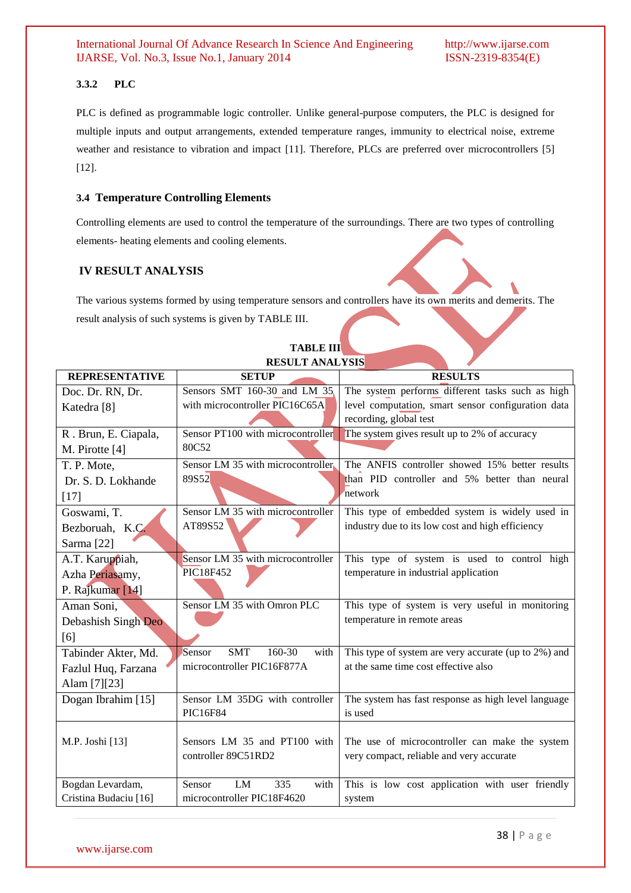#### 3.3.2 PLC

PLC is defined as programmable logic controller. Unlike general-purpose computers, the PLC is designed for multiple inputs and output arrangements, extended temperature ranges, immunity to electrical noise, extreme weather and resistance to vibration and impact [11]. Therefore, PLCs are preferred over microcontrollers [5] [12].

### 3.4 Temperature Controlling Elements

Controlling elements are used to control the temperature of the surroundings. There are two types of controlling elements- heating elements and cooling elements.

## IV RESULT ANALYSIS

The various systems formed by using temperature sensors and controllers have its own merits and demerits. The result analysis of such systems is given by TABLE III.

**TABLE III**
**RESULT ANALYSIS**

| REPRESENTATIVE | SETUP | RESULTS |
|---|---|---|
| Doc. Dr. RN, Dr. Katedra [8] | Sensors SMT 160-30 and LM 35 with microcontroller PIC16C65A | The system performs different tasks such as high level computation, smart sensor configuration data recording, global test |
| R . Brun, E. Ciapala, M. Pirotte [4] | Sensor PT100 with microcontroller 80C52 | The system gives result up to 2% of accuracy |
| T. P. Mote, Dr. S. D. Lokhande [17] | Sensor LM 35 with microcontroller 89S52 | The ANFIS controller showed 15% better results than PID controller and 5% better than neural network |
| Goswami, T. Bezboruah, K.C. Sarma [22] | Sensor LM 35 with microcontroller AT89S52 | This type of embedded system is widely used in industry due to its low cost and high efficiency |
| A.T. Karuppiah, Azha Periasamy, P. Rajkumar [14] | Sensor LM 35 with microcontroller PIC18F452 | This type of system is used to control high temperature in industrial application |
| Aman Soni, Debashish Singh Deo [6] | Sensor LM 35 with Omron PLC | This type of system is very useful in monitoring temperature in remote areas |
| Tabinder Akter, Md. Fazlul Huq, Farzana Alam [7][23] | Sensor SMT 160-30 with microcontroller PIC16F877A | This type of system are very accurate (up to 2%) and at the same time cost effective also |
| Dogan Ibrahim [15] | Sensor LM 35DG with controller PIC16F84 | The system has fast response as high level language is used |
| M.P. Joshi [13] | Sensors LM 35 and PT100 with controller 89C51RD2 | The use of microcontroller can make the system very compact, reliable and very accurate |
| Bogdan Levardam, Cristina Budaciu [16] | Sensor LM 335 with microcontroller PIC18F4620 | This is low cost application with user friendly system |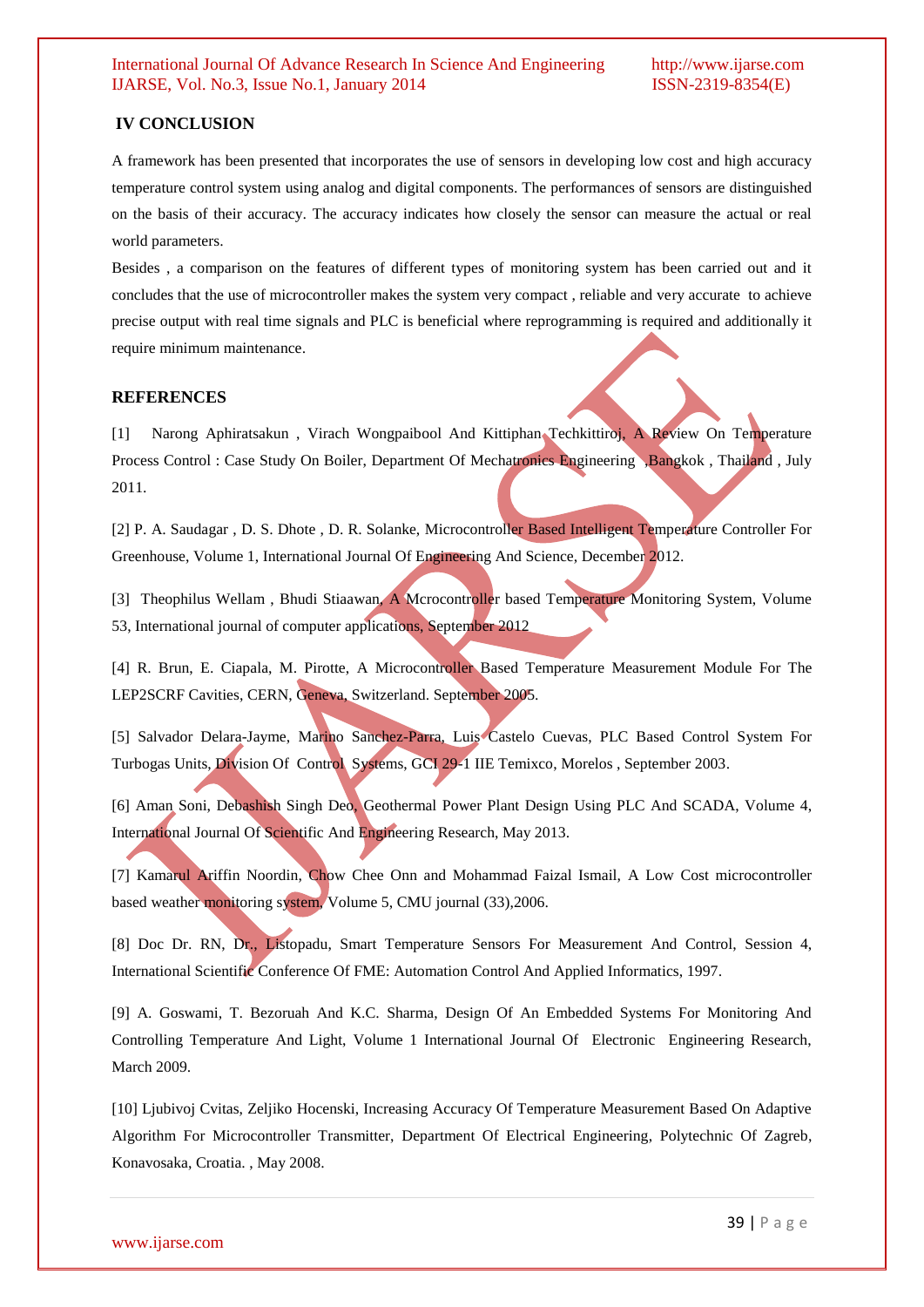## IV CONCLUSION

A framework has been presented that incorporates the use of sensors in developing low cost and high accuracy temperature control system using analog and digital components. The performances of sensors are distinguished on the basis of their accuracy. The accuracy indicates how closely the sensor can measure the actual or real world parameters.

Besides , a comparison on the features of different types of monitoring system has been carried out and it concludes that the use of microcontroller makes the system very compact , reliable and very accurate to achieve precise output with real time signals and PLC is beneficial where reprogramming is required and additionally it require minimum maintenance.

## REFERENCES

[1] Narong Aphiratsakun , Virach Wongpaibool And Kittiphan Techkittiroj, A Review On Temperature Process Control : Case Study On Boiler, Department Of Mechatronics Engineering ,Bangkok , Thailand , July 2011.

[2] P. A. Saudagar , D. S. Dhote , D. R. Solanke, Microcontroller Based Intelligent Temperature Controller For Greenhouse, Volume 1, International Journal Of Engineering And Science, December 2012.

[3] Theophilus Wellam , Bhudi Stiaawan, A Mcrocontroller based Temperature Monitoring System, Volume 53, International journal of computer applications, September 2012

[4] R. Brun, E. Ciapala, M. Pirotte, A Microcontroller Based Temperature Measurement Module For The LEP2SCRF Cavities, CERN, Geneva, Switzerland. September 2005.

[5] Salvador Delara-Jayme, Marino Sanchez-Parra, Luis Castelo Cuevas, PLC Based Control System For Turbogas Units, Division Of Control Systems, GCI 29-1 IIE Temixco, Morelos , September 2003.

[6] Aman Soni, Debashish Singh Deo, Geothermal Power Plant Design Using PLC And SCADA, Volume 4, International Journal Of Scientific And Engineering Research, May 2013.

[7] Kamarul Ariffin Noordin, Chow Chee Onn and Mohammad Faizal Ismail, A Low Cost microcontroller based weather monitoring system, Volume 5, CMU journal (33),2006.

[8] Doc Dr. RN, Dr., Listopadu, Smart Temperature Sensors For Measurement And Control, Session 4, International Scientific Conference Of FME: Automation Control And Applied Informatics, 1997.

[9] A. Goswami, T. Bezoruah And K.C. Sharma, Design Of An Embedded Systems For Monitoring And Controlling Temperature And Light, Volume 1 International Journal Of Electronic Engineering Research, March 2009.

[10] Ljubivoj Cvitas, Zeljiko Hocenski, Increasing Accuracy Of Temperature Measurement Based On Adaptive Algorithm For Microcontroller Transmitter, Department Of Electrical Engineering, Polytechnic Of Zagreb, Konavosaka, Croatia. , May 2008.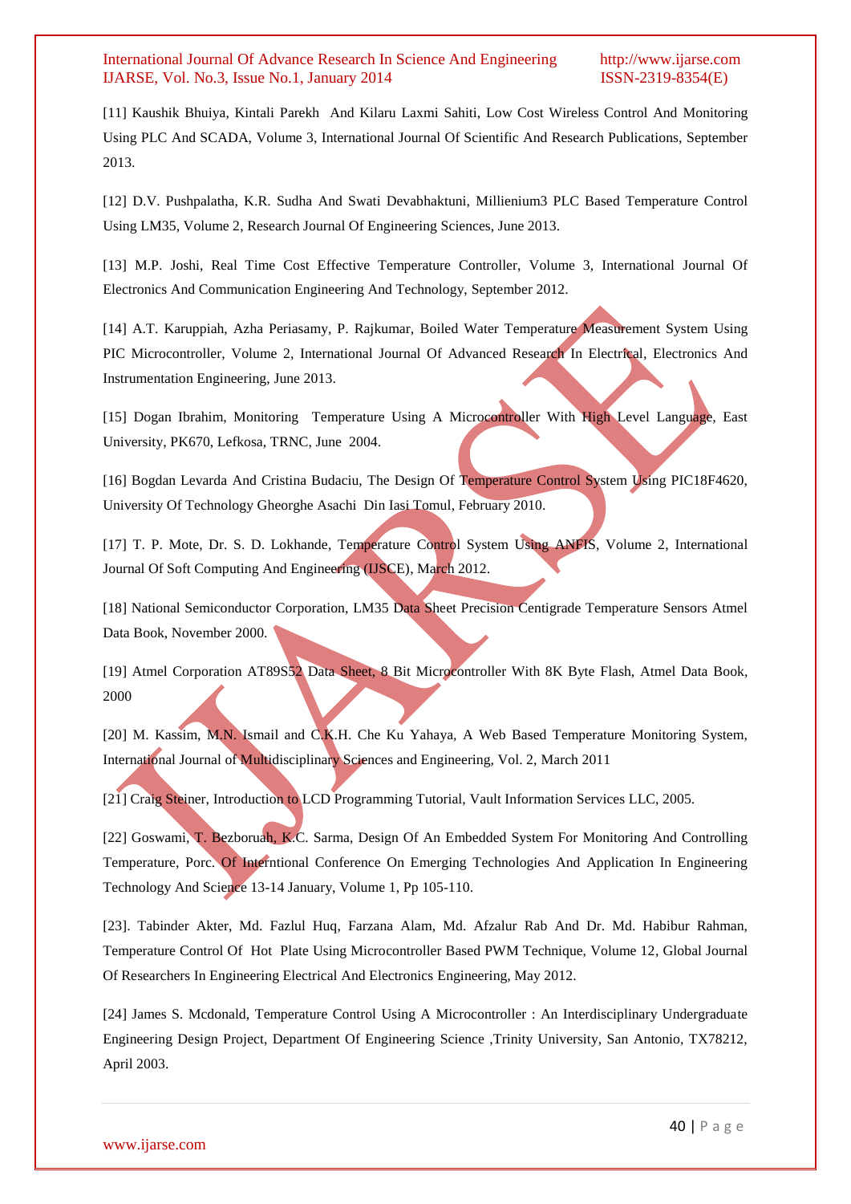[11] Kaushik Bhuiya, Kintali Parekh And Kilaru Laxmi Sahiti, Low Cost Wireless Control And Monitoring Using PLC And SCADA, Volume 3, International Journal Of Scientific And Research Publications, September 2013.

[12] D.V. Pushpalatha, K.R. Sudha And Swati Devabhaktuni, Millienium3 PLC Based Temperature Control Using LM35, Volume 2, Research Journal Of Engineering Sciences, June 2013.

[13] M.P. Joshi, Real Time Cost Effective Temperature Controller, Volume 3, International Journal Of Electronics And Communication Engineering And Technology, September 2012.

[14] A.T. Karuppiah, Azha Periasamy, P. Rajkumar, Boiled Water Temperature Measurement System Using PIC Microcontroller, Volume 2, International Journal Of Advanced Research In Electrical, Electronics And Instrumentation Engineering, June 2013.

[15] Dogan Ibrahim, Monitoring Temperature Using A Microcontroller With High Level Language, East University, PK670, Lefkosa, TRNC, June 2004.

[16] Bogdan Levarda And Cristina Budaciu, The Design Of Temperature Control System Using PIC18F4620, University Of Technology Gheorghe Asachi Din Iasi Tomul, February 2010.

[17] T. P. Mote, Dr. S. D. Lokhande, Temperature Control System Using ANFIS, Volume 2, International Journal Of Soft Computing And Engineering (IJSCE), March 2012.

[18] National Semiconductor Corporation, LM35 Data Sheet Precision Centigrade Temperature Sensors Atmel Data Book, November 2000.

[19] Atmel Corporation AT89S52 Data Sheet, 8 Bit Microcontroller With 8K Byte Flash, Atmel Data Book, 2000

[20] M. Kassim, M.N. Ismail and C.K.H. Che Ku Yahaya, A Web Based Temperature Monitoring System, International Journal of Multidisciplinary Sciences and Engineering, Vol. 2, March 2011

[21] Craig Steiner, Introduction to LCD Programming Tutorial, Vault Information Services LLC, 2005.

[22] Goswami, T. Bezboruah, K.C. Sarma, Design Of An Embedded System For Monitoring And Controlling Temperature, Porc. Of Interntional Conference On Emerging Technologies And Application In Engineering Technology And Science 13-14 January, Volume 1, Pp 105-110.

[23]. Tabinder Akter, Md. Fazlul Huq, Farzana Alam, Md. Afzalur Rab And Dr. Md. Habibur Rahman, Temperature Control Of Hot Plate Using Microcontroller Based PWM Technique, Volume 12, Global Journal Of Researchers In Engineering Electrical And Electronics Engineering, May 2012.

[24] James S. Mcdonald, Temperature Control Using A Microcontroller : An Interdisciplinary Undergraduate Engineering Design Project, Department Of Engineering Science ,Trinity University, San Antonio, TX78212, April 2003.